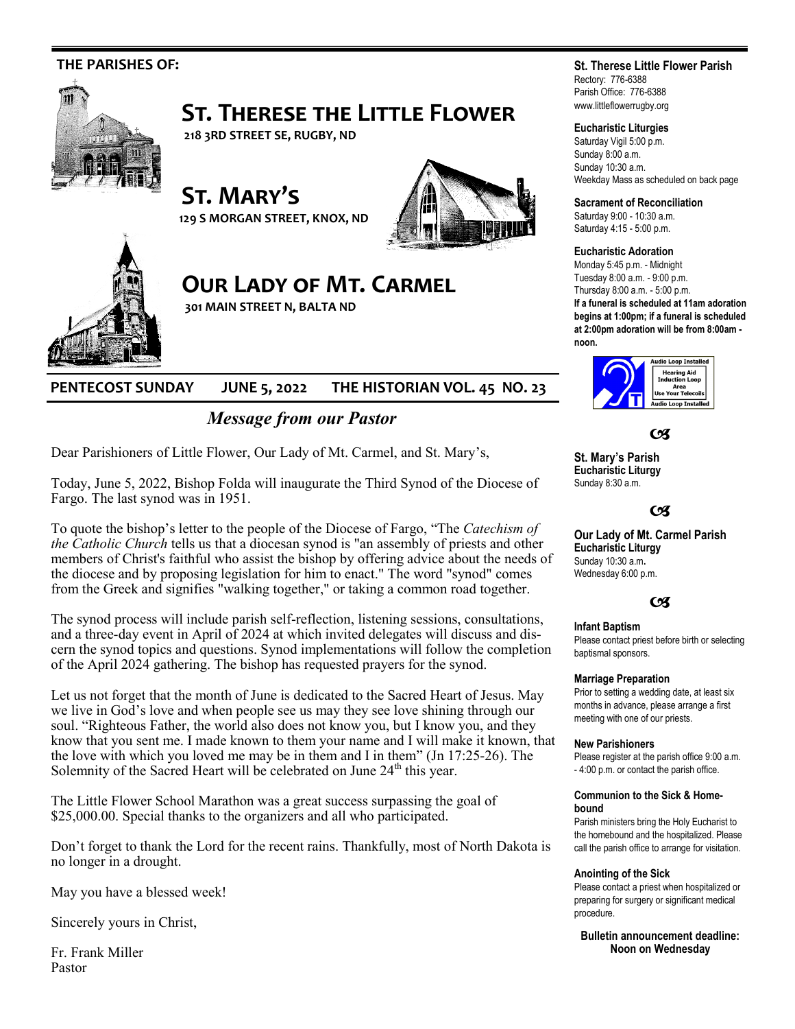THE PARISHES OF:

# St. Therese the Little Flower

218 3rd Street SE, Rugby, ND

# St. Mary's

129 S Morgan Street, Knox, ND

# Our Lady of Mt. Carmel

301 Main Street N, Balta ND

**PENTECOST SUNDAY JUNE 5, 2022 THE HISTORIAN VOL. 45 NO. 23**

## *Message from our Pastor*

Dear Parishioners of Little Flower, Our Lady of Mt. Carmel, and St. Mary's,

Today, June 5, 2022, Bishop Folda will inaugurate the Third Synod of the Diocese of Fargo. The last synod was in 1951.

To quote the bishop's letter to the people of the Diocese of Fargo, "The *Catechism of the Catholic Church* tells us that a diocesan synod is "an assembly of priests and other members of Christ's faithful who assist the bishop by offering advice about the needs of the diocese and by proposing legislation for him to enact." The word "synod" comes from the Greek and signifies "walking together," or taking a common road together.

The synod process will include parish self-reflection, listening sessions, consultations, and a three-day event in April of 2024 at which invited delegates will discuss and discern the synod topics and questions. Synod implementations will follow the completion of the April 2024 gathering. The bishop has requested prayers for the synod.

Let us not forget that the month of June is dedicated to the Sacred Heart of Jesus. May we live in God's love and when people see us may they see love shining through our soul. "Righteous Father, the world also does not know you, but I know you, and they know that you sent me. I made known to them your name and I will make it known, that the love with which you loved me may be in them and I in them" (Jn 17:25-26). The Solemnity of the Sacred Heart will be celebrated on June 24th this year.

The Little Flower School Marathon was a great success surpassing the goal of $25,000.00. Special thanks to the organizers and all who participated.

Don't forget to thank the Lord for the recent rains. Thankfully, most of North Dakota is no longer in a drought.

May you have a blessed week!

Sincerely yours in Christ,

Fr. Frank Miller
Pastor

**St. Therese Little Flower Parish**
Rectory: 776-6388
Parish Office: 776-6388
www.littleflowerrugby.org

**Eucharistic Liturgies**
Saturday Vigil 5:00 p.m.
Sunday 8:00 a.m.
Sunday 10:30 a.m.
Weekday Mass as scheduled on back page

**Sacrament of Reconciliation**
Saturday 9:00 - 10:30 a.m.
Saturday 4:15 - 5:00 p.m.

**Eucharistic Adoration**
Monday 5:45 p.m. - Midnight
Tuesday 8:00 a.m. - 9:00 p.m.
Thursday 8:00 a.m. - 5:00 p.m.
**If a funeral is scheduled at 11am adoration begins at 1:00pm; if a funeral is scheduled at 2:00pm adoration will be from 8:00am - noon.**

Audio Loop Installed
Hearing Aid Induction Loop Area
Use Your Telecoils
Audio Loop Installed

**St. Mary's Parish**
**Eucharistic Liturgy**
Sunday 8:30 a.m.

**Our Lady of Mt. Carmel Parish**
**Eucharistic Liturgy**
Sunday 10:30 a.m.
Wednesday 6:00 p.m.

**Infant Baptism**
Please contact priest before birth or selecting baptismal sponsors.

**Marriage Preparation**
Prior to setting a wedding date, at least six months in advance, please arrange a first meeting with one of our priests.

**New Parishioners**
Please register at the parish office 9:00 a.m. - 4:00 p.m. or contact the parish office.

**Communion to the Sick & Homebound**
Parish ministers bring the Holy Eucharist to the homebound and the hospitalized. Please call the parish office to arrange for visitation.

**Anointing of the Sick**
Please contact a priest when hospitalized or preparing for surgery or significant medical procedure.

**Bulletin announcement deadline: Noon on Wednesday**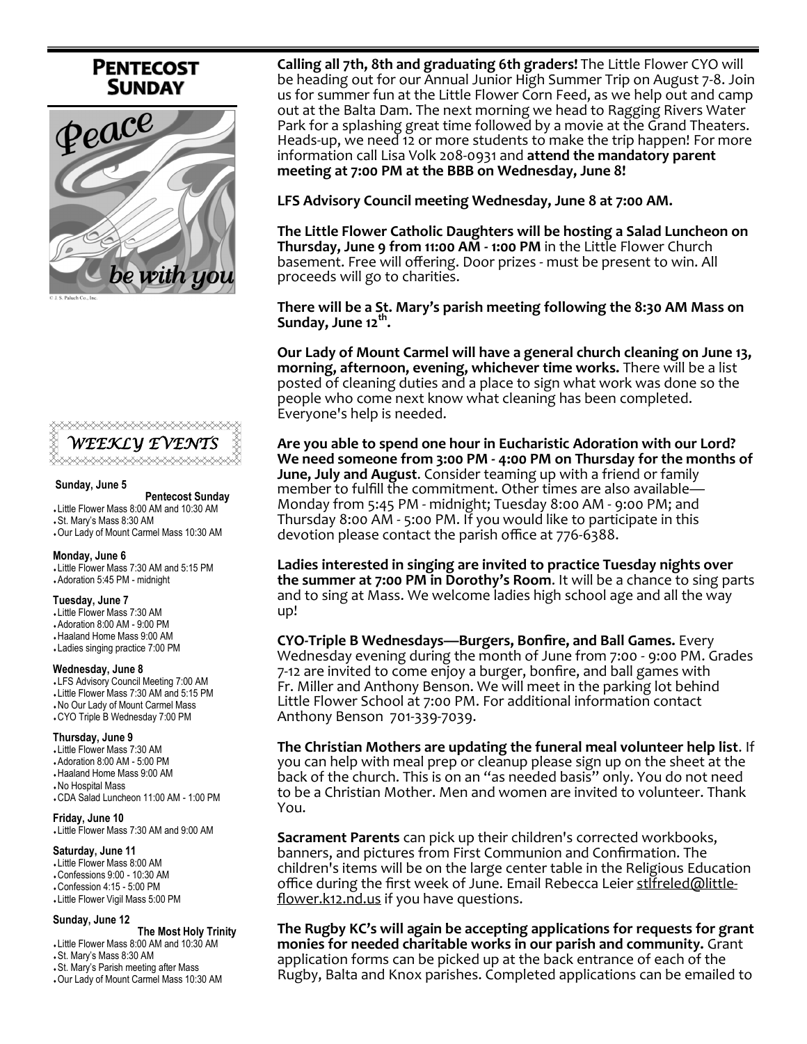# Pentecost Sunday

Peace be with you

© J. S. Paluch Co., Inc.

## WEEKLY EVENTS

**Sunday, June 5**

**Pentecost Sunday**

- Little Flower Mass 8:00 AM and 10:30 AM
- St. Mary's Mass 8:30 AM
- Our Lady of Mount Carmel Mass 10:30 AM

**Monday, June 6**

- Little Flower Mass 7:30 AM and 5:15 PM
- Adoration 5:45 PM - midnight

**Tuesday, June 7**

- Little Flower Mass 7:30 AM
- Adoration 8:00 AM - 9:00 PM
- Haaland Home Mass 9:00 AM
- Ladies singing practice 7:00 PM

**Wednesday, June 8**

- LFS Advisory Council Meeting 7:00 AM
- Little Flower Mass 7:30 AM and 5:15 PM
- No Our Lady of Mount Carmel Mass
- CYO Triple B Wednesday 7:00 PM

**Thursday, June 9**

- Little Flower Mass 7:30 AM
- Adoration 8:00 AM - 5:00 PM
- Haaland Home Mass 9:00 AM
- No Hospital Mass
- CDA Salad Luncheon 11:00 AM - 1:00 PM

**Friday, June 10**

- Little Flower Mass 7:30 AM and 9:00 AM

**Saturday, June 11**

- Little Flower Mass 8:00 AM
- Confessions 9:00 - 10:30 AM
- Confession 4:15 - 5:00 PM
- Little Flower Vigil Mass 5:00 PM

**Sunday, June 12**

**The Most Holy Trinity**

- Little Flower Mass 8:00 AM and 10:30 AM
- St. Mary's Mass 8:30 AM
- St. Mary's Parish meeting after Mass
- Our Lady of Mount Carmel Mass 10:30 AM

**Calling all 7th, 8th and graduating 6th graders!** The Little Flower CYO will be heading out for our Annual Junior High Summer Trip on August 7-8. Join us for summer fun at the Little Flower Corn Feed, as we help out and camp out at the Balta Dam. The next morning we head to Ragging Rivers Water Park for a splashing great time followed by a movie at the Grand Theaters. Heads-up, we need 12 or more students to make the trip happen! For more information call Lisa Volk 208-0931 and **attend the mandatory parent meeting at 7:00 PM at the BBB on Wednesday, June 8!**

**LFS Advisory Council meeting Wednesday, June 8 at 7:00 AM.**

**The Little Flower Catholic Daughters will be hosting a Salad Luncheon on Thursday, June 9 from 11:00 AM - 1:00 PM** in the Little Flower Church basement. Free will offering. Door prizes - must be present to win. All proceeds will go to charities.

**There will be a St. Mary's parish meeting following the 8:30 AM Mass on Sunday, June 12th.**

**Our Lady of Mount Carmel will have a general church cleaning on June 13, morning, afternoon, evening, whichever time works.** There will be a list posted of cleaning duties and a place to sign what work was done so the people who come next know what cleaning has been completed. Everyone's help is needed.

**Are you able to spend one hour in Eucharistic Adoration with our Lord? We need someone from 3:00 PM - 4:00 PM on Thursday for the months of June, July and August**. Consider teaming up with a friend or family member to fulfill the commitment. Other times are also available—Monday from 5:45 PM - midnight; Tuesday 8:00 AM - 9:00 PM; and Thursday 8:00 AM - 5:00 PM. If you would like to participate in this devotion please contact the parish office at 776-6388.

**Ladies interested in singing are invited to practice Tuesday nights over the summer at 7:00 PM in Dorothy's Room**. It will be a chance to sing parts and to sing at Mass. We welcome ladies high school age and all the way up!

**CYO-Triple B Wednesdays—Burgers, Bonfire, and Ball Games.** Every Wednesday evening during the month of June from 7:00 - 9:00 PM. Grades 7-12 are invited to come enjoy a burger, bonfire, and ball games with Fr. Miller and Anthony Benson. We will meet in the parking lot behind Little Flower School at 7:00 PM. For additional information contact Anthony Benson 701-339-7039.

**The Christian Mothers are updating the funeral meal volunteer help list**. If you can help with meal prep or cleanup please sign up on the sheet at the back of the church. This is on an "as needed basis" only. You do not need to be a Christian Mother. Men and women are invited to volunteer. Thank You.

**Sacrament Parents** can pick up their children's corrected workbooks, banners, and pictures from First Communion and Confirmation. The children's items will be on the large center table in the Religious Education office during the first week of June. Email Rebecca Leier stlfreled@little-flower.k12.nd.us if you have questions.

**The Rugby KC's will again be accepting applications for requests for grant monies for needed charitable works in our parish and community.** Grant application forms can be picked up at the back entrance of each of the Rugby, Balta and Knox parishes. Completed applications can be emailed to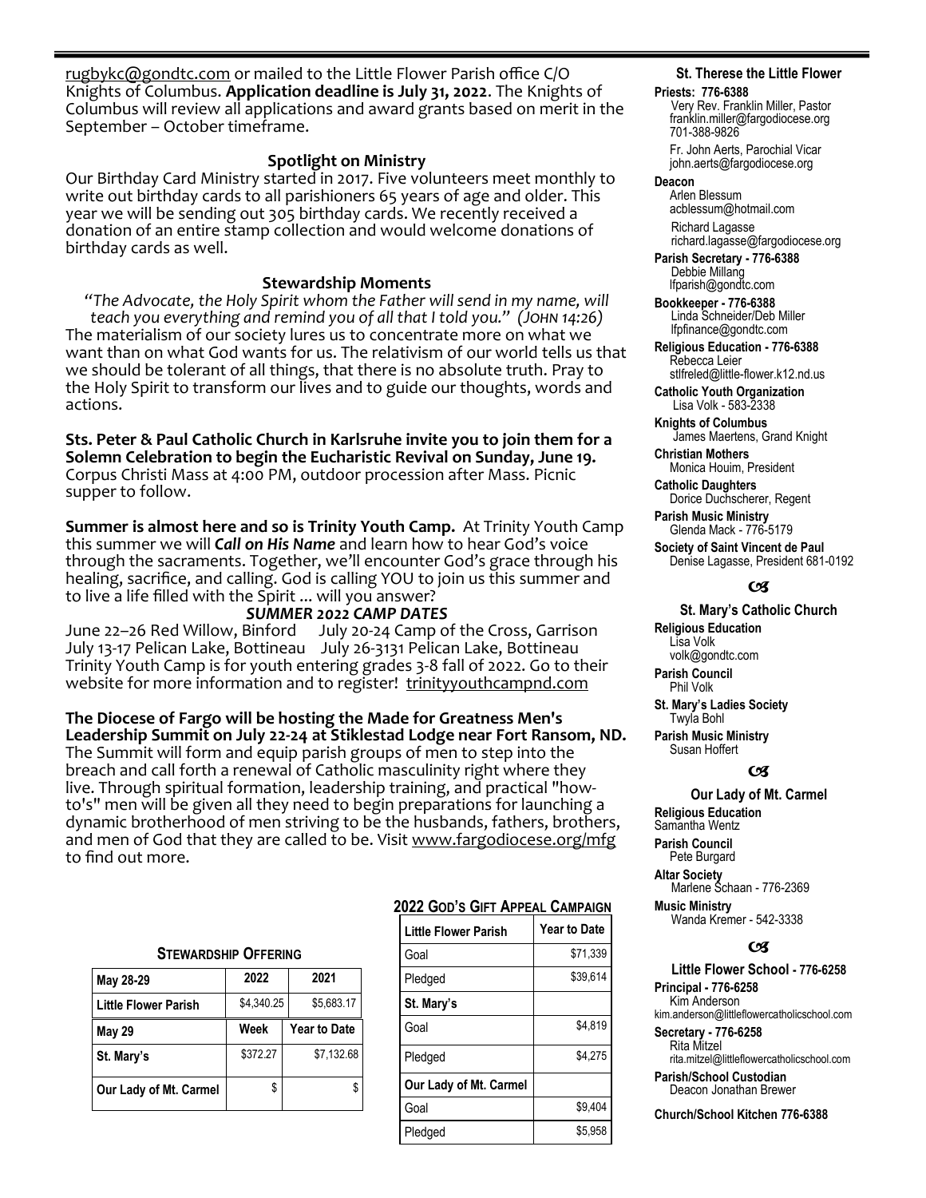rugbykc@gondtc.com or mailed to the Little Flower Parish office C/O Knights of Columbus. **Application deadline is July 31, 2022**. The Knights of Columbus will review all applications and award grants based on merit in the September – October timeframe.

### Spotlight on Ministry

Our Birthday Card Ministry started in 2017. Five volunteers meet monthly to write out birthday cards to all parishioners 65 years of age and older. This year we will be sending out 305 birthday cards. We recently received a donation of an entire stamp collection and would welcome donations of birthday cards as well.

### Stewardship Moments

*"The Advocate, the Holy Spirit whom the Father will send in my name, will teach you everything and remind you of all that I told you." (John 14:26)*

The materialism of our society lures us to concentrate more on what we want than on what God wants for us. The relativism of our world tells us that we should be tolerant of all things, that there is no absolute truth. Pray to the Holy Spirit to transform our lives and to guide our thoughts, words and actions.

**Sts. Peter & Paul Catholic Church in Karlsruhe invite you to join them for a Solemn Celebration to begin the Eucharistic Revival on Sunday, June 19.** Corpus Christi Mass at 4:00 PM, outdoor procession after Mass. Picnic supper to follow.

**Summer is almost here and so is Trinity Youth Camp.** At Trinity Youth Camp this summer we will ***Call on His Name*** and learn how to hear God's voice through the sacraments. Together, we'll encounter God's grace through his healing, sacrifice, and calling. God is calling YOU to join us this summer and to live a life filled with the Spirit ... will you answer?

***SUMMER 2022 CAMP DATES***

June 22–26 Red Willow, Binford July 20-24 Camp of the Cross, Garrison
July 13-17 Pelican Lake, Bottineau July 26-3131 Pelican Lake, Bottineau
Trinity Youth Camp is for youth entering grades 3-8 fall of 2022. Go to their website for more information and to register! trinityyouthcampnd.com

**The Diocese of Fargo will be hosting the Made for Greatness Men's Leadership Summit on July 22-24 at Stiklestad Lodge near Fort Ransom, ND.** The Summit will form and equip parish groups of men to step into the breach and call forth a renewal of Catholic masculinity right where they live. Through spiritual formation, leadership training, and practical "how-to's" men will be given all they need to begin preparations for launching a dynamic brotherhood of men striving to be the husbands, fathers, brothers, and men of God that they are called to be. Visit www.fargodiocese.org/mfg to find out more.

### Stewardship Offering

| May 28-29 | 2022 | 2021 |
|---|---|---|
| Little Flower Parish | $4,340.25 | $5,683.17 |
| **May 29** | **Week** | **Year to Date** |
| St. Mary's | $372.27 | $7,132.68 |
| Our Lady of Mt. Carmel | $ | $ |

### 2022 God's Gift Appeal Campaign

| Little Flower Parish | Year to Date |
|---|---|
| Goal | $71,339 |
| Pledged | $39,614 |
| **St. Mary's** | |
| Goal | $4,819 |
| Pledged | $4,275 |
| **Our Lady of Mt. Carmel** | |
| Goal | $9,404 |
| Pledged | $5,958 |

### St. Therese the Little Flower

**Priests: 776-6388**
Very Rev. Franklin Miller, Pastor
franklin.miller@fargodiocese.org
701-388-9826
Fr. John Aerts, Parochial Vicar
john.aerts@fargodiocese.org

**Deacon**
Arlen Blessum
acblessum@hotmail.com
Richard Lagasse
richard.lagasse@fargodiocese.org

**Parish Secretary - 776-6388**
Debbie Millang
lfparish@gondtc.com

**Bookkeeper - 776-6388**
Linda Schneider/Deb Miller
lfpfinance@gondtc.com

**Religious Education - 776-6388**
Rebecca Leier
stlfreled@little-flower.k12.nd.us

**Catholic Youth Organization**
Lisa Volk - 583-2338

**Knights of Columbus**
James Maertens, Grand Knight

**Christian Mothers**
Monica Houim, President

**Catholic Daughters**
Dorice Duchscherer, Regent

**Parish Music Ministry**
Glenda Mack - 776-5179

**Society of Saint Vincent de Paul**
Denise Lagasse, President 681-0192

### St. Mary's Catholic Church

**Religious Education**
Lisa Volk
volk@gondtc.com

**Parish Council**
Phil Volk

**St. Mary's Ladies Society**
Twyla Bohl

**Parish Music Ministry**
Susan Hoffert

### Our Lady of Mt. Carmel

**Religious Education**
Samantha Wentz

**Parish Council**
Pete Burgard

**Altar Society**
Marlene Schaan - 776-2369

**Music Ministry**
Wanda Kremer - 542-3338

### Little Flower School - 776-6258

**Principal - 776-6258**
Kim Anderson
kim.anderson@littleflowercatholicschool.com

**Secretary - 776-6258**
Rita Mitzel
rita.mitzel@littleflowercatholicschool.com

**Parish/School Custodian**
Deacon Jonathan Brewer

**Church/School Kitchen 776-6388**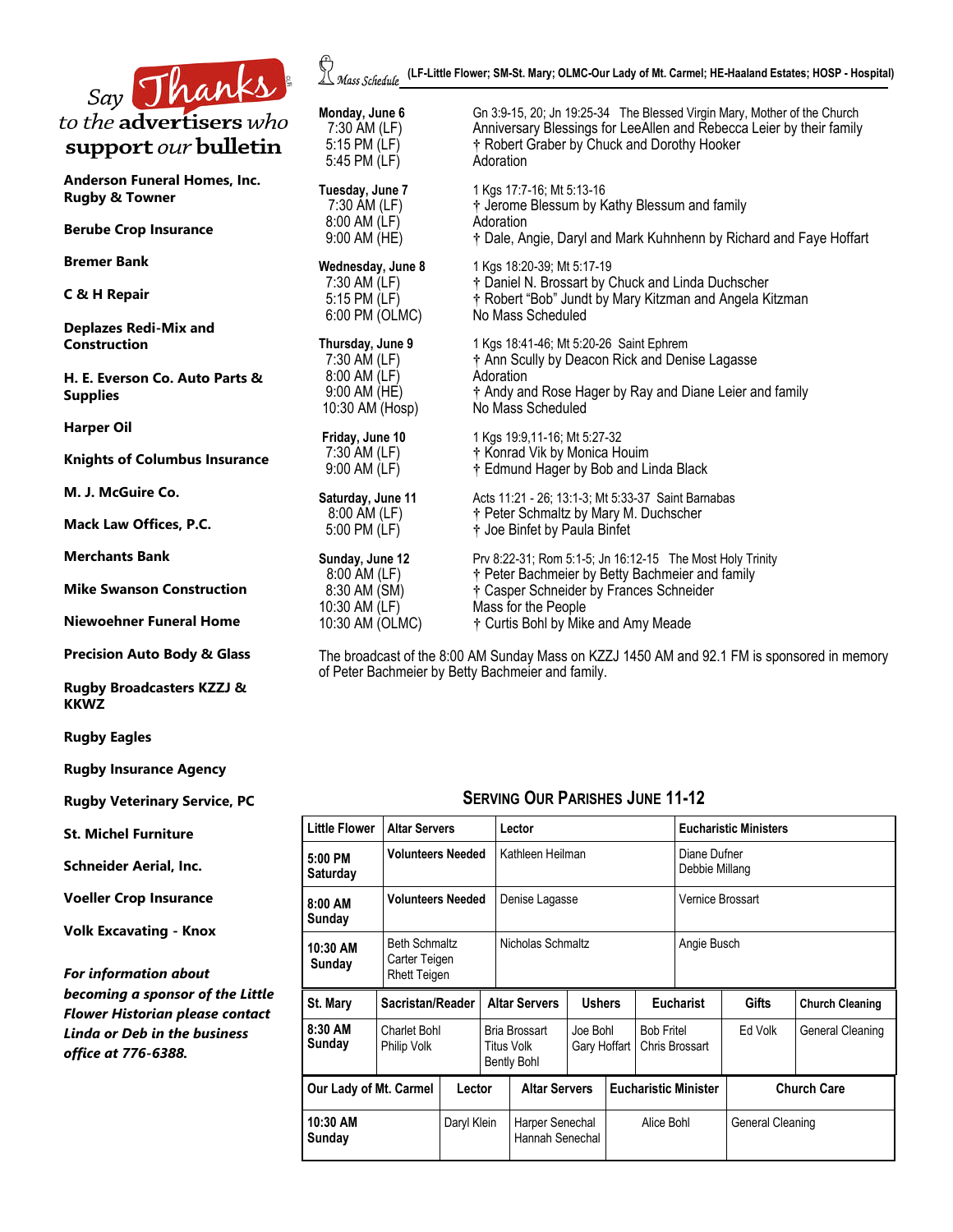# Say Thanks to the advertisers who support our bulletin

**Anderson Funeral Homes, Inc. Rugby & Towner**

**Berube Crop Insurance**

**Bremer Bank**

**C & H Repair**

**Deplazes Redi-Mix and Construction**

**H. E. Everson Co. Auto Parts & Supplies**

**Harper Oil**

**Knights of Columbus Insurance**

**M. J. McGuire Co.**

**Mack Law Offices, P.C.**

**Merchants Bank**

**Mike Swanson Construction**

**Niewoehner Funeral Home**

**Precision Auto Body & Glass**

**Rugby Broadcasters KZZJ & KKWZ**

**Rugby Eagles**

**Rugby Insurance Agency**

**Rugby Veterinary Service, PC**

**St. Michel Furniture**

**Schneider Aerial, Inc.**

**Voeller Crop Insurance**

**Volk Excavating - Knox**

***For information about becoming a sponsor of the Little Flower Historian please contact Linda or Deb in the business office at 776-6388.***

## Mass Schedule

**(LF-Little Flower; SM-St. Mary; OLMC-Our Lady of Mt. Carmel; HE-Haaland Estates; HOSP - Hospital)**

**Monday, June 6** — Gn 3:9-15, 20; Jn 19:25-34 The Blessed Virgin Mary, Mother of the Church
- 7:30 AM (LF) — Anniversary Blessings for LeeAllen and Rebecca Leier by their family
- 5:15 PM (LF) — † Robert Graber by Chuck and Dorothy Hooker
- 5:45 PM (LF) — Adoration

**Tuesday, June 7** — 1 Kgs 17:7-16; Mt 5:13-16
- 7:30 AM (LF) — † Jerome Blessum by Kathy Blessum and family
- 8:00 AM (LF) — Adoration
- 9:00 AM (HE) — † Dale, Angie, Daryl and Mark Kuhnhenn by Richard and Faye Hoffart

**Wednesday, June 8** — 1 Kgs 18:20-39; Mt 5:17-19
- 7:30 AM (LF) — † Daniel N. Brossart by Chuck and Linda Duchscher
- 5:15 PM (LF) — † Robert "Bob" Jundt by Mary Kitzman and Angela Kitzman
- 6:00 PM (OLMC) — No Mass Scheduled

**Thursday, June 9** — 1 Kgs 18:41-46; Mt 5:20-26 Saint Ephrem
- 7:30 AM (LF) — † Ann Scully by Deacon Rick and Denise Lagasse
- 8:00 AM (LF) — Adoration
- 9:00 AM (HE) — † Andy and Rose Hager by Ray and Diane Leier and family
- 10:30 AM (Hosp) — No Mass Scheduled

**Friday, June 10** — 1 Kgs 19:9,11-16; Mt 5:27-32
- 7:30 AM (LF) — † Konrad Vik by Monica Houim
- 9:00 AM (LF) — † Edmund Hager by Bob and Linda Black

**Saturday, June 11** — Acts 11:21 - 26; 13:1-3; Mt 5:33-37 Saint Barnabas
- 8:00 AM (LF) — † Peter Schmaltz by Mary M. Duchscher
- 5:00 PM (LF) — † Joe Binfet by Paula Binfet

**Sunday, June 12** — Prv 8:22-31; Rom 5:1-5; Jn 16:12-15 The Most Holy Trinity
- 8:00 AM (LF) — † Peter Bachmeier by Betty Bachmeier and family
- 8:30 AM (SM) — † Casper Schneider by Frances Schneider
- 10:30 AM (LF) — Mass for the People
- 10:30 AM (OLMC) — † Curtis Bohl by Mike and Amy Meade

The broadcast of the 8:00 AM Sunday Mass on KZZJ 1450 AM and 92.1 FM is sponsored in memory of Peter Bachmeier by Betty Bachmeier and family.

## Serving Our Parishes June 11-12

| Little Flower | Altar Servers | Lector | Eucharistic Ministers |
|---|---|---|---|
| **5:00 PM Saturday** | **Volunteers Needed** | Kathleen Heilman | Diane Dufner, Debbie Millang |
| **8:00 AM Sunday** | **Volunteers Needed** | Denise Lagasse | Vernice Brossart |
| **10:30 AM Sunday** | Beth Schmaltz, Carter Teigen, Rhett Teigen | Nicholas Schmaltz | Angie Busch |

| St. Mary | Sacristan/Reader | Altar Servers | Ushers | Eucharist | Gifts | Church Cleaning |
|---|---|---|---|---|---|---|
| **8:30 AM Sunday** | Charlet Bohl, Philip Volk | Bria Brossart, Titus Volk, Bently Bohl | Joe Bohl, Gary Hoffart | Bob Fritel, Chris Brossart | Ed Volk | General Cleaning |

| Our Lady of Mt. Carmel | Lector | Altar Servers | Eucharistic Minister | Church Care |
|---|---|---|---|---|
| **10:30 AM Sunday** | Daryl Klein | Harper Senechal, Hannah Senechal | Alice Bohl | General Cleaning |